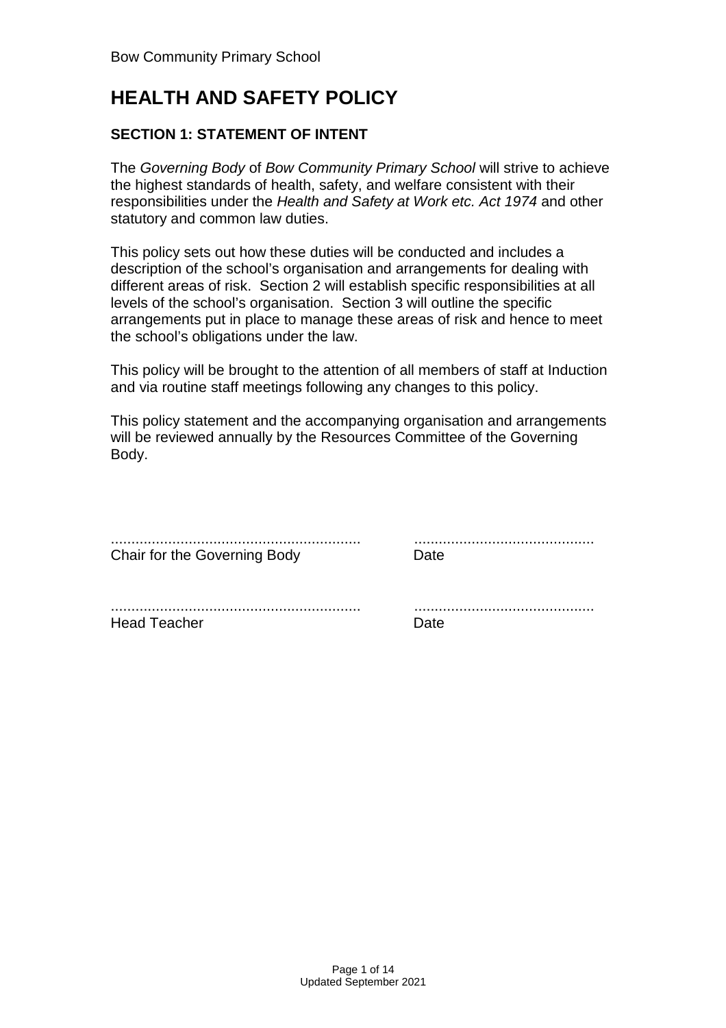Bow Community Primary School

# HEALTH AND SAFETY POLICY

### SECTION 1: STATEMENT OF INTENT

The *Governing Body* of *Bow Community Primary School* will strive to achieve the highest standards of health, safety, and welfare consistent with their responsibilities under the *Health and Safety at Work etc. Act 1974* and other statutory and common law duties.

This policy sets out how these duties will be conducted and includes a description of the school's organisation and arrangements for dealing with different areas of risk. Section 2 will establish specific responsibilities at all levels of the school's organisation. Section 3 will outline the specific arrangements put in place to manage these areas of risk and hence to meet the school's obligations under the law.

This policy will be brought to the attention of all members of staff at Induction and via routine staff meetings following any changes to this policy.

This policy statement and the accompanying organisation and arrangements will be reviewed annually by the Resources Committee of the Governing Body.

| ............................................................ | ............................................ |
|---|---|
| Chair for the Governing Body | Date |
| ............................................................ | ............................................ |
| Head Teacher | Date |

Updated September 2021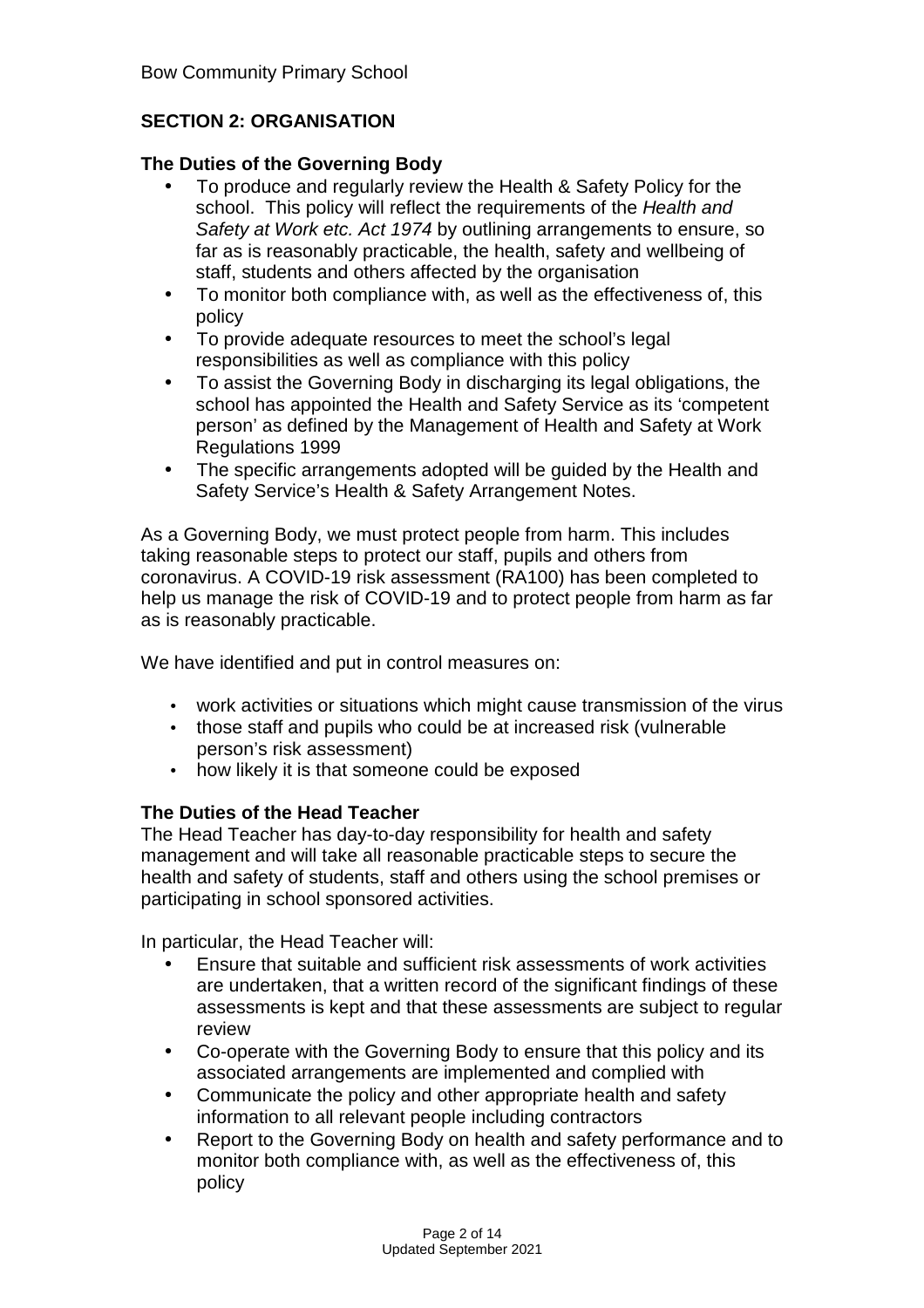## SECTION 2: ORGANISATION

### The Duties of the Governing Body

- To produce and regularly review the Health & Safety Policy for the school. This policy will reflect the requirements of the *Health and Safety at Work etc. Act 1974* by outlining arrangements to ensure, so far as is reasonably practicable, the health, safety and wellbeing of staff, students and others affected by the organisation
- To monitor both compliance with, as well as the effectiveness of, this policy
- To provide adequate resources to meet the school's legal responsibilities as well as compliance with this policy
- To assist the Governing Body in discharging its legal obligations, the school has appointed the Health and Safety Service as its 'competent person' as defined by the Management of Health and Safety at Work Regulations 1999
- The specific arrangements adopted will be guided by the Health and Safety Service's Health & Safety Arrangement Notes.

As a Governing Body, we must protect people from harm. This includes taking reasonable steps to protect our staff, pupils and others from coronavirus. A COVID-19 risk assessment (RA100) has been completed to help us manage the risk of COVID-19 and to protect people from harm as far as is reasonably practicable.

We have identified and put in control measures on:

- work activities or situations which might cause transmission of the virus
- those staff and pupils who could be at increased risk (vulnerable person's risk assessment)
- how likely it is that someone could be exposed

### The Duties of the Head Teacher

The Head Teacher has day-to-day responsibility for health and safety management and will take all reasonable practicable steps to secure the health and safety of students, staff and others using the school premises or participating in school sponsored activities.

In particular, the Head Teacher will:

- Ensure that suitable and sufficient risk assessments of work activities are undertaken, that a written record of the significant findings of these assessments is kept and that these assessments are subject to regular review
- Co-operate with the Governing Body to ensure that this policy and its associated arrangements are implemented and complied with
- Communicate the policy and other appropriate health and safety information to all relevant people including contractors
- Report to the Governing Body on health and safety performance and to monitor both compliance with, as well as the effectiveness of, this policy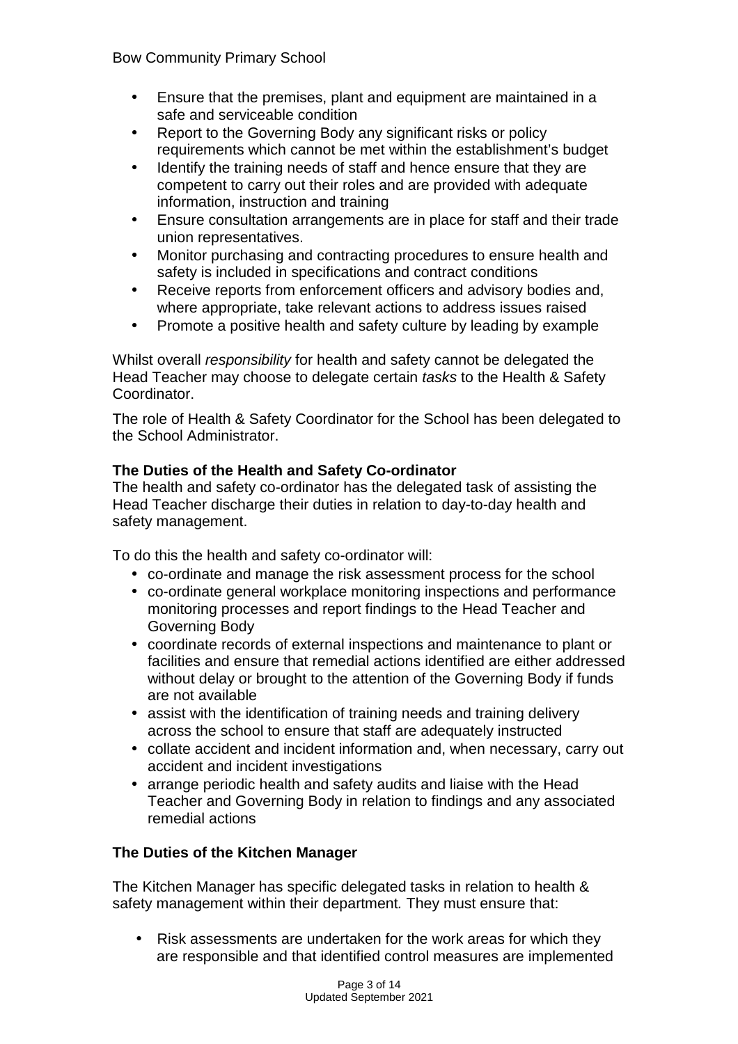- Ensure that the premises, plant and equipment are maintained in a safe and serviceable condition
- Report to the Governing Body any significant risks or policy requirements which cannot be met within the establishment's budget
- Identify the training needs of staff and hence ensure that they are competent to carry out their roles and are provided with adequate information, instruction and training
- Ensure consultation arrangements are in place for staff and their trade union representatives.
- Monitor purchasing and contracting procedures to ensure health and safety is included in specifications and contract conditions
- Receive reports from enforcement officers and advisory bodies and, where appropriate, take relevant actions to address issues raised
- Promote a positive health and safety culture by leading by example

Whilst overall *responsibility* for health and safety cannot be delegated the Head Teacher may choose to delegate certain *tasks* to the Health & Safety Coordinator.

The role of Health & Safety Coordinator for the School has been delegated to the School Administrator.

**The Duties of the Health and Safety Co-ordinator**

The health and safety co-ordinator has the delegated task of assisting the Head Teacher discharge their duties in relation to day-to-day health and safety management.

To do this the health and safety co-ordinator will:

- co-ordinate and manage the risk assessment process for the school
- co-ordinate general workplace monitoring inspections and performance monitoring processes and report findings to the Head Teacher and Governing Body
- coordinate records of external inspections and maintenance to plant or facilities and ensure that remedial actions identified are either addressed without delay or brought to the attention of the Governing Body if funds are not available
- assist with the identification of training needs and training delivery across the school to ensure that staff are adequately instructed
- collate accident and incident information and, when necessary, carry out accident and incident investigations
- arrange periodic health and safety audits and liaise with the Head Teacher and Governing Body in relation to findings and any associated remedial actions

**The Duties of the Kitchen Manager**

The Kitchen Manager has specific delegated tasks in relation to health & safety management within their department. They must ensure that:

- Risk assessments are undertaken for the work areas for which they are responsible and that identified control measures are implemented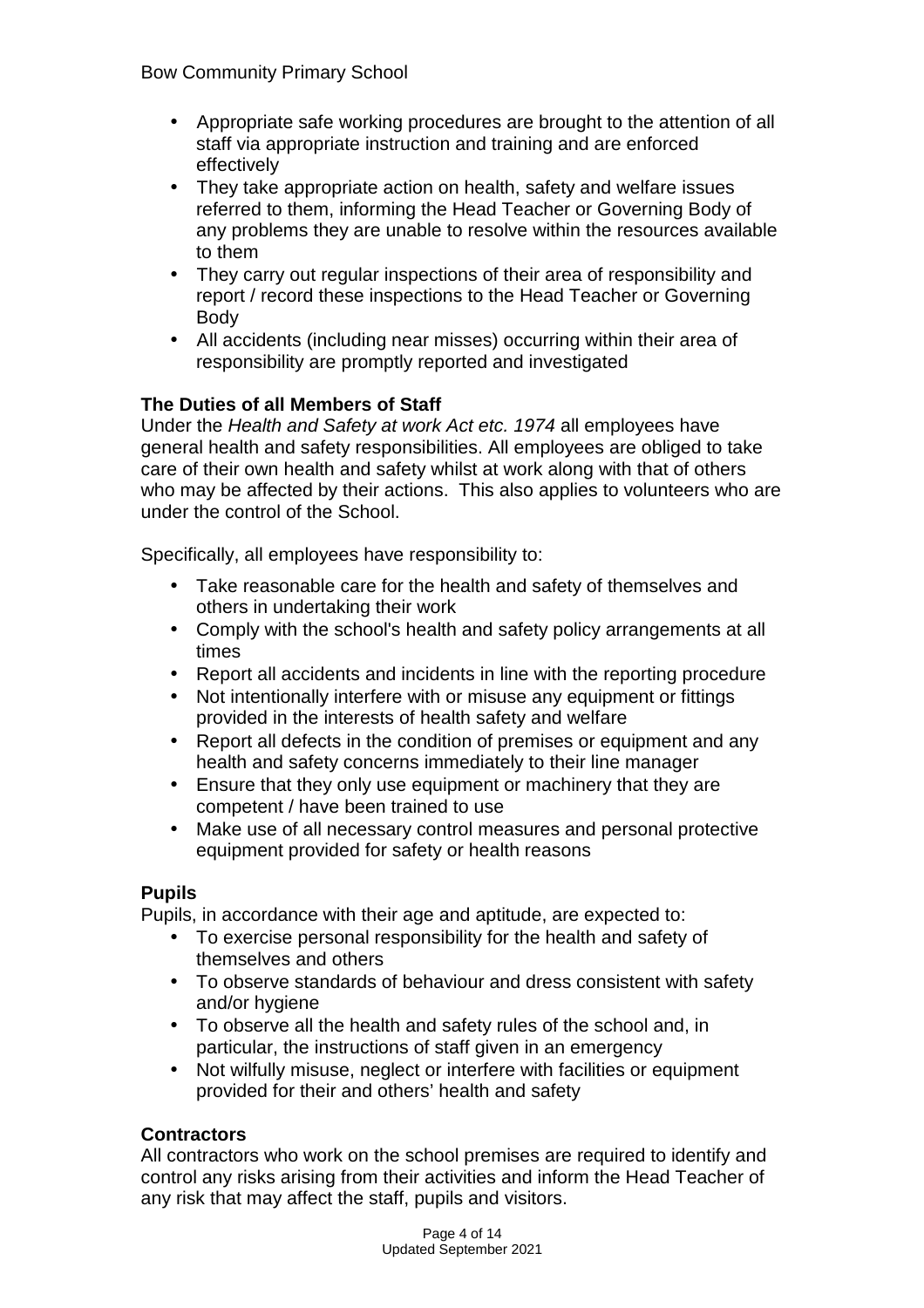- Appropriate safe working procedures are brought to the attention of all staff via appropriate instruction and training and are enforced effectively
- They take appropriate action on health, safety and welfare issues referred to them, informing the Head Teacher or Governing Body of any problems they are unable to resolve within the resources available to them
- They carry out regular inspections of their area of responsibility and report / record these inspections to the Head Teacher or Governing Body
- All accidents (including near misses) occurring within their area of responsibility are promptly reported and investigated

**The Duties of all Members of Staff**

Under the *Health and Safety at work Act etc. 1974* all employees have general health and safety responsibilities. All employees are obliged to take care of their own health and safety whilst at work along with that of others who may be affected by their actions. This also applies to volunteers who are under the control of the School.

Specifically, all employees have responsibility to:

- Take reasonable care for the health and safety of themselves and others in undertaking their work
- Comply with the school's health and safety policy arrangements at all times
- Report all accidents and incidents in line with the reporting procedure
- Not intentionally interfere with or misuse any equipment or fittings provided in the interests of health safety and welfare
- Report all defects in the condition of premises or equipment and any health and safety concerns immediately to their line manager
- Ensure that they only use equipment or machinery that they are competent / have been trained to use
- Make use of all necessary control measures and personal protective equipment provided for safety or health reasons

**Pupils**

Pupils, in accordance with their age and aptitude, are expected to:

- To exercise personal responsibility for the health and safety of themselves and others
- To observe standards of behaviour and dress consistent with safety and/or hygiene
- To observe all the health and safety rules of the school and, in particular, the instructions of staff given in an emergency
- Not wilfully misuse, neglect or interfere with facilities or equipment provided for their and others' health and safety

**Contractors**

All contractors who work on the school premises are required to identify and control any risks arising from their activities and inform the Head Teacher of any risk that may affect the staff, pupils and visitors.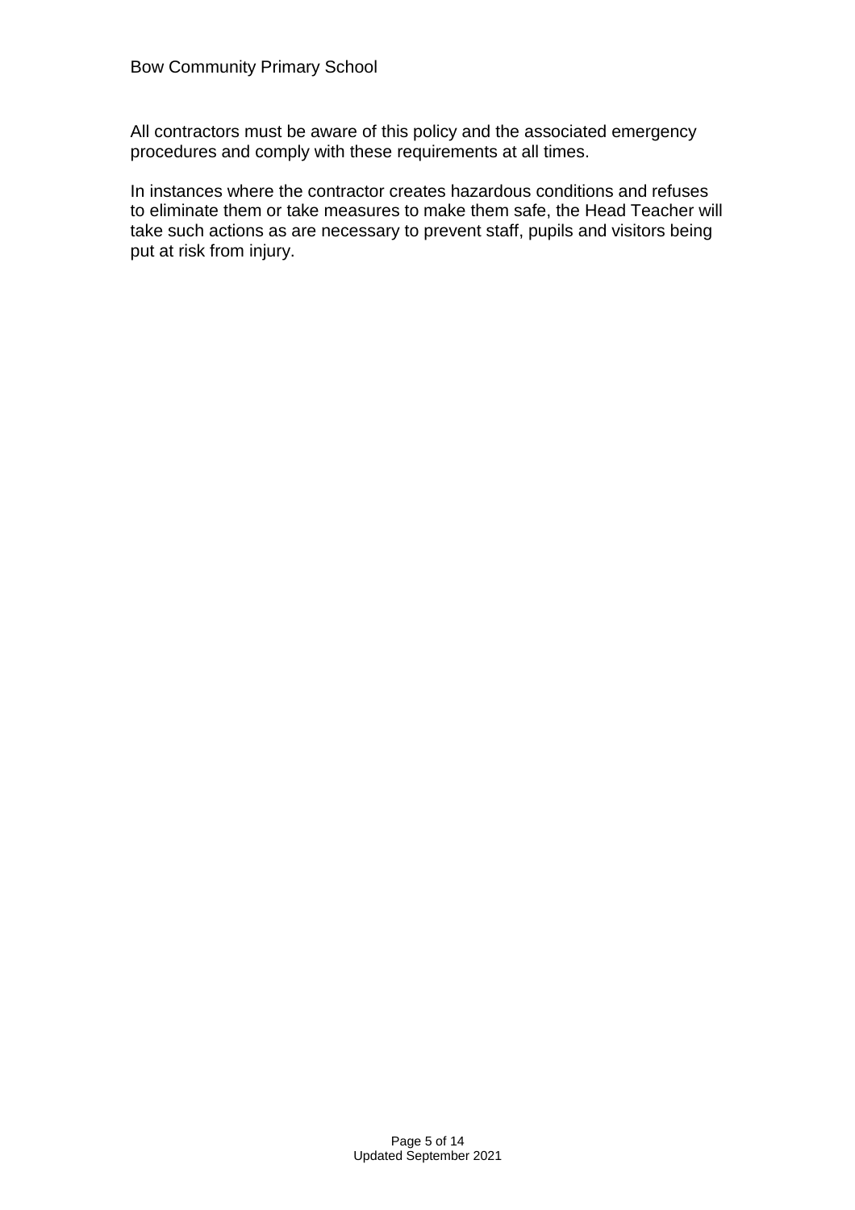All contractors must be aware of this policy and the associated emergency procedures and comply with these requirements at all times.

In instances where the contractor creates hazardous conditions and refuses to eliminate them or take measures to make them safe, the Head Teacher will take such actions as are necessary to prevent staff, pupils and visitors being put at risk from injury.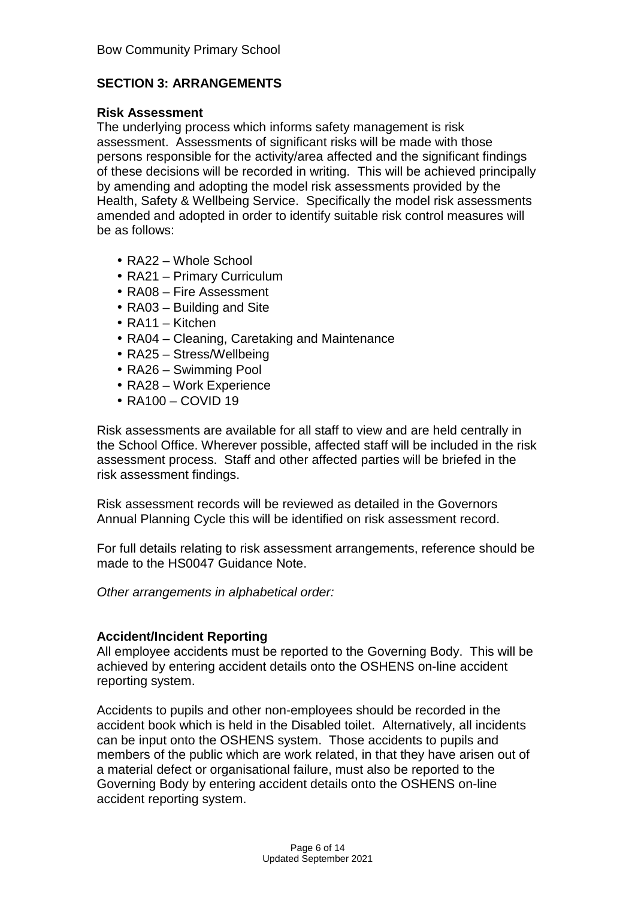## SECTION 3: ARRANGEMENTS

### Risk Assessment

The underlying process which informs safety management is risk assessment. Assessments of significant risks will be made with those persons responsible for the activity/area affected and the significant findings of these decisions will be recorded in writing. This will be achieved principally by amending and adopting the model risk assessments provided by the Health, Safety & Wellbeing Service. Specifically the model risk assessments amended and adopted in order to identify suitable risk control measures will be as follows:

- RA22 – Whole School
- RA21 – Primary Curriculum
- RA08 – Fire Assessment
- RA03 – Building and Site
- RA11 – Kitchen
- RA04 – Cleaning, Caretaking and Maintenance
- RA25 – Stress/Wellbeing
- RA26 – Swimming Pool
- RA28 – Work Experience
- RA100 – COVID 19

Risk assessments are available for all staff to view and are held centrally in the School Office. Wherever possible, affected staff will be included in the risk assessment process. Staff and other affected parties will be briefed in the risk assessment findings.

Risk assessment records will be reviewed as detailed in the Governors Annual Planning Cycle this will be identified on risk assessment record.

For full details relating to risk assessment arrangements, reference should be made to the HS0047 Guidance Note.

*Other arrangements in alphabetical order:*

### Accident/Incident Reporting

All employee accidents must be reported to the Governing Body. This will be achieved by entering accident details onto the OSHENS on-line accident reporting system.

Accidents to pupils and other non-employees should be recorded in the accident book which is held in the Disabled toilet. Alternatively, all incidents can be input onto the OSHENS system. Those accidents to pupils and members of the public which are work related, in that they have arisen out of a material defect or organisational failure, must also be reported to the Governing Body by entering accident details onto the OSHENS on-line accident reporting system.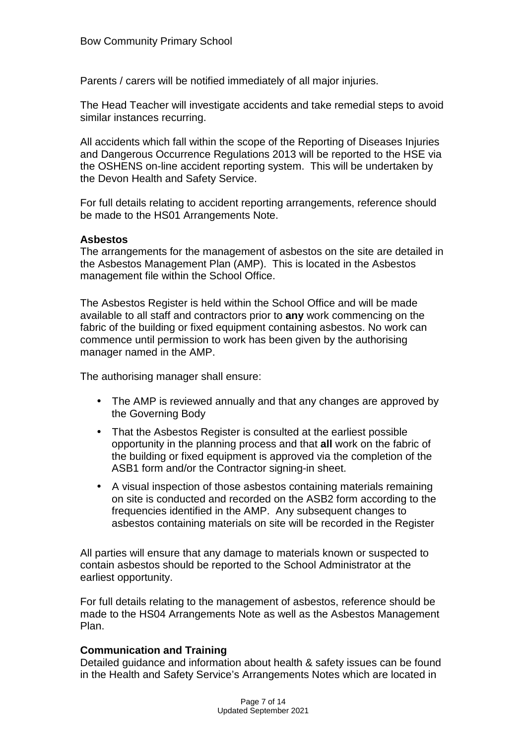Parents / carers will be notified immediately of all major injuries.

The Head Teacher will investigate accidents and take remedial steps to avoid similar instances recurring.

All accidents which fall within the scope of the Reporting of Diseases Injuries and Dangerous Occurrence Regulations 2013 will be reported to the HSE via the OSHENS on-line accident reporting system. This will be undertaken by the Devon Health and Safety Service.

For full details relating to accident reporting arrangements, reference should be made to the HS01 Arrangements Note.

**Asbestos**

The arrangements for the management of asbestos on the site are detailed in the Asbestos Management Plan (AMP). This is located in the Asbestos management file within the School Office.

The Asbestos Register is held within the School Office and will be made available to all staff and contractors prior to **any** work commencing on the fabric of the building or fixed equipment containing asbestos. No work can commence until permission to work has been given by the authorising manager named in the AMP.

The authorising manager shall ensure:

- The AMP is reviewed annually and that any changes are approved by the Governing Body
- That the Asbestos Register is consulted at the earliest possible opportunity in the planning process and that **all** work on the fabric of the building or fixed equipment is approved via the completion of the ASB1 form and/or the Contractor signing-in sheet.
- A visual inspection of those asbestos containing materials remaining on site is conducted and recorded on the ASB2 form according to the frequencies identified in the AMP. Any subsequent changes to asbestos containing materials on site will be recorded in the Register

All parties will ensure that any damage to materials known or suspected to contain asbestos should be reported to the School Administrator at the earliest opportunity.

For full details relating to the management of asbestos, reference should be made to the HS04 Arrangements Note as well as the Asbestos Management Plan.

**Communication and Training**

Detailed guidance and information about health & safety issues can be found in the Health and Safety Service's Arrangements Notes which are located in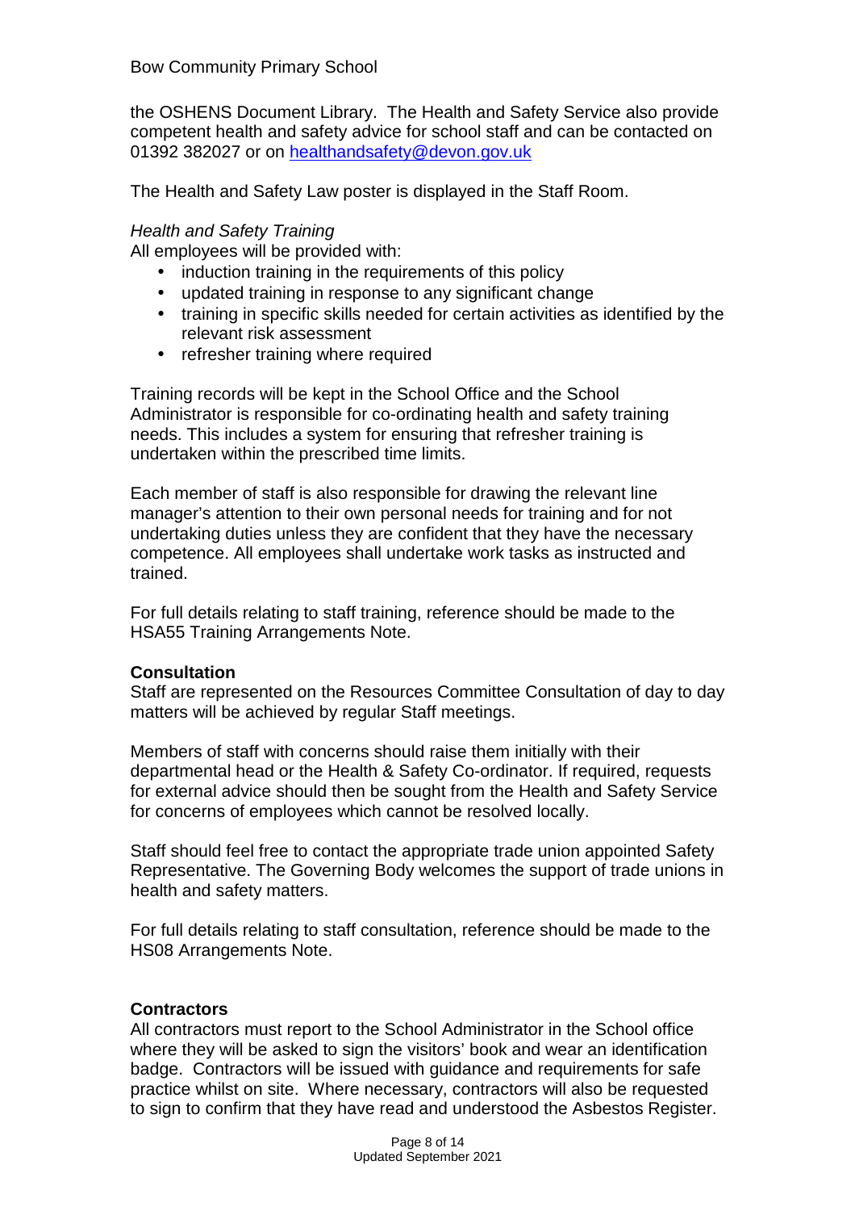the OSHENS Document Library. The Health and Safety Service also provide competent health and safety advice for school staff and can be contacted on 01392 382027 or on [healthandsafety@devon.gov.uk](mailto:healthandsafety@devon.gov.uk)

The Health and Safety Law poster is displayed in the Staff Room.

*Health and Safety Training*

All employees will be provided with:

- induction training in the requirements of this policy
- updated training in response to any significant change
- training in specific skills needed for certain activities as identified by the relevant risk assessment
- refresher training where required

Training records will be kept in the School Office and the School Administrator is responsible for co-ordinating health and safety training needs. This includes a system for ensuring that refresher training is undertaken within the prescribed time limits.

Each member of staff is also responsible for drawing the relevant line manager's attention to their own personal needs for training and for not undertaking duties unless they are confident that they have the necessary competence. All employees shall undertake work tasks as instructed and trained.

For full details relating to staff training, reference should be made to the HSA55 Training Arrangements Note.

**Consultation**

Staff are represented on the Resources Committee Consultation of day to day matters will be achieved by regular Staff meetings.

Members of staff with concerns should raise them initially with their departmental head or the Health & Safety Co-ordinator. If required, requests for external advice should then be sought from the Health and Safety Service for concerns of employees which cannot be resolved locally.

Staff should feel free to contact the appropriate trade union appointed Safety Representative. The Governing Body welcomes the support of trade unions in health and safety matters.

For full details relating to staff consultation, reference should be made to the HS08 Arrangements Note.

**Contractors**

All contractors must report to the School Administrator in the School office where they will be asked to sign the visitors' book and wear an identification badge. Contractors will be issued with guidance and requirements for safe practice whilst on site. Where necessary, contractors will also be requested to sign to confirm that they have read and understood the Asbestos Register.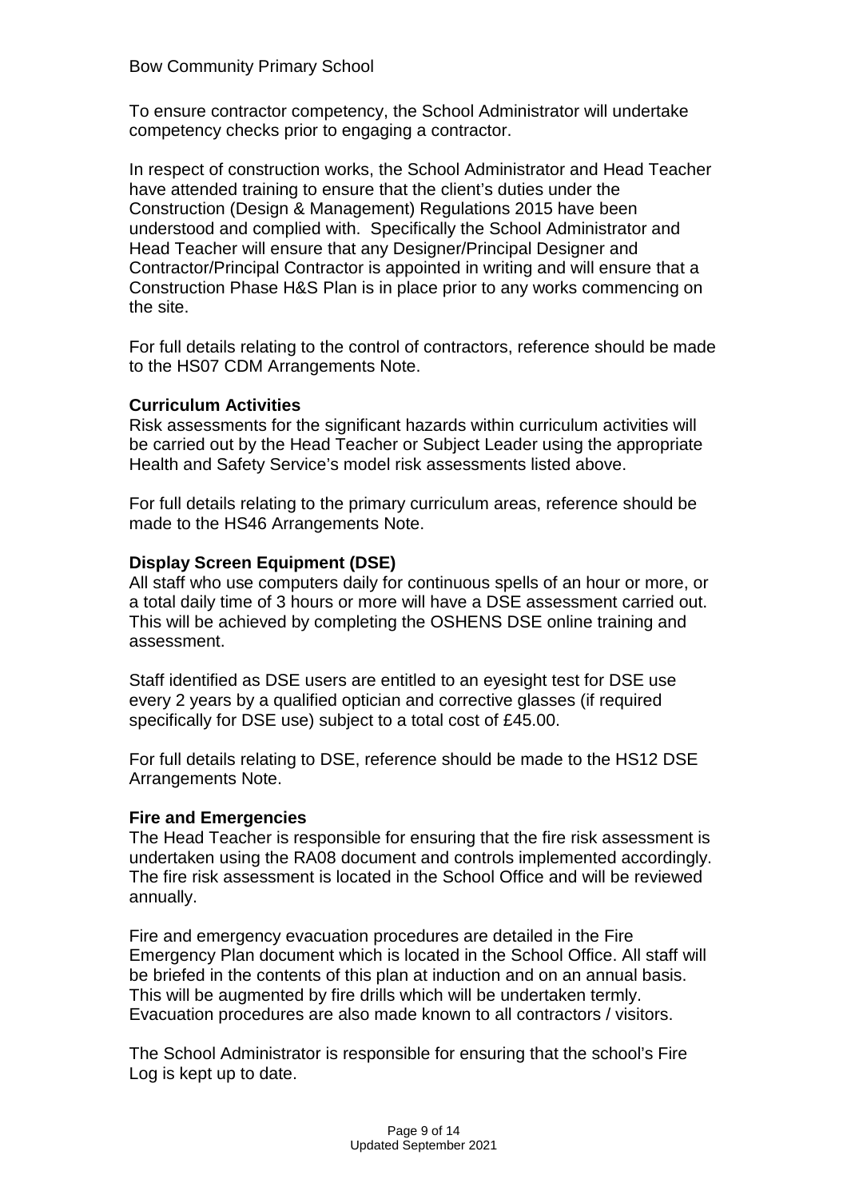To ensure contractor competency, the School Administrator will undertake competency checks prior to engaging a contractor.

In respect of construction works, the School Administrator and Head Teacher have attended training to ensure that the client's duties under the Construction (Design & Management) Regulations 2015 have been understood and complied with. Specifically the School Administrator and Head Teacher will ensure that any Designer/Principal Designer and Contractor/Principal Contractor is appointed in writing and will ensure that a Construction Phase H&S Plan is in place prior to any works commencing on the site.

For full details relating to the control of contractors, reference should be made to the HS07 CDM Arrangements Note.

**Curriculum Activities**

Risk assessments for the significant hazards within curriculum activities will be carried out by the Head Teacher or Subject Leader using the appropriate Health and Safety Service's model risk assessments listed above.

For full details relating to the primary curriculum areas, reference should be made to the HS46 Arrangements Note.

**Display Screen Equipment (DSE)**

All staff who use computers daily for continuous spells of an hour or more, or a total daily time of 3 hours or more will have a DSE assessment carried out. This will be achieved by completing the OSHENS DSE online training and assessment.

Staff identified as DSE users are entitled to an eyesight test for DSE use every 2 years by a qualified optician and corrective glasses (if required specifically for DSE use) subject to a total cost of £45.00.

For full details relating to DSE, reference should be made to the HS12 DSE Arrangements Note.

**Fire and Emergencies**

The Head Teacher is responsible for ensuring that the fire risk assessment is undertaken using the RA08 document and controls implemented accordingly. The fire risk assessment is located in the School Office and will be reviewed annually.

Fire and emergency evacuation procedures are detailed in the Fire Emergency Plan document which is located in the School Office. All staff will be briefed in the contents of this plan at induction and on an annual basis. This will be augmented by fire drills which will be undertaken termly. Evacuation procedures are also made known to all contractors / visitors.

The School Administrator is responsible for ensuring that the school's Fire Log is kept up to date.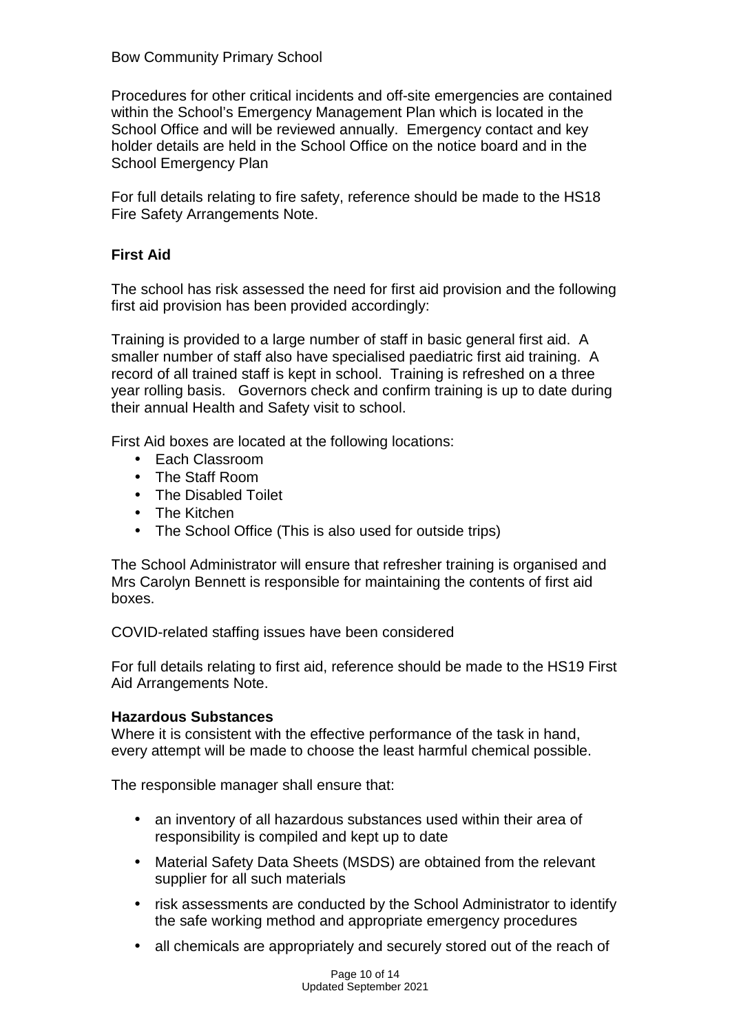Procedures for other critical incidents and off-site emergencies are contained within the School's Emergency Management Plan which is located in the School Office and will be reviewed annually. Emergency contact and key holder details are held in the School Office on the notice board and in the School Emergency Plan

For full details relating to fire safety, reference should be made to the HS18 Fire Safety Arrangements Note.

### First Aid

The school has risk assessed the need for first aid provision and the following first aid provision has been provided accordingly:

Training is provided to a large number of staff in basic general first aid. A smaller number of staff also have specialised paediatric first aid training. A record of all trained staff is kept in school. Training is refreshed on a three year rolling basis. Governors check and confirm training is up to date during their annual Health and Safety visit to school.

First Aid boxes are located at the following locations:

- Each Classroom
- The Staff Room
- The Disabled Toilet
- The Kitchen
- The School Office (This is also used for outside trips)

The School Administrator will ensure that refresher training is organised and Mrs Carolyn Bennett is responsible for maintaining the contents of first aid boxes.

COVID-related staffing issues have been considered

For full details relating to first aid, reference should be made to the HS19 First Aid Arrangements Note.

### Hazardous Substances

Where it is consistent with the effective performance of the task in hand, every attempt will be made to choose the least harmful chemical possible.

The responsible manager shall ensure that:

- an inventory of all hazardous substances used within their area of responsibility is compiled and kept up to date
- Material Safety Data Sheets (MSDS) are obtained from the relevant supplier for all such materials
- risk assessments are conducted by the School Administrator to identify the safe working method and appropriate emergency procedures
- all chemicals are appropriately and securely stored out of the reach of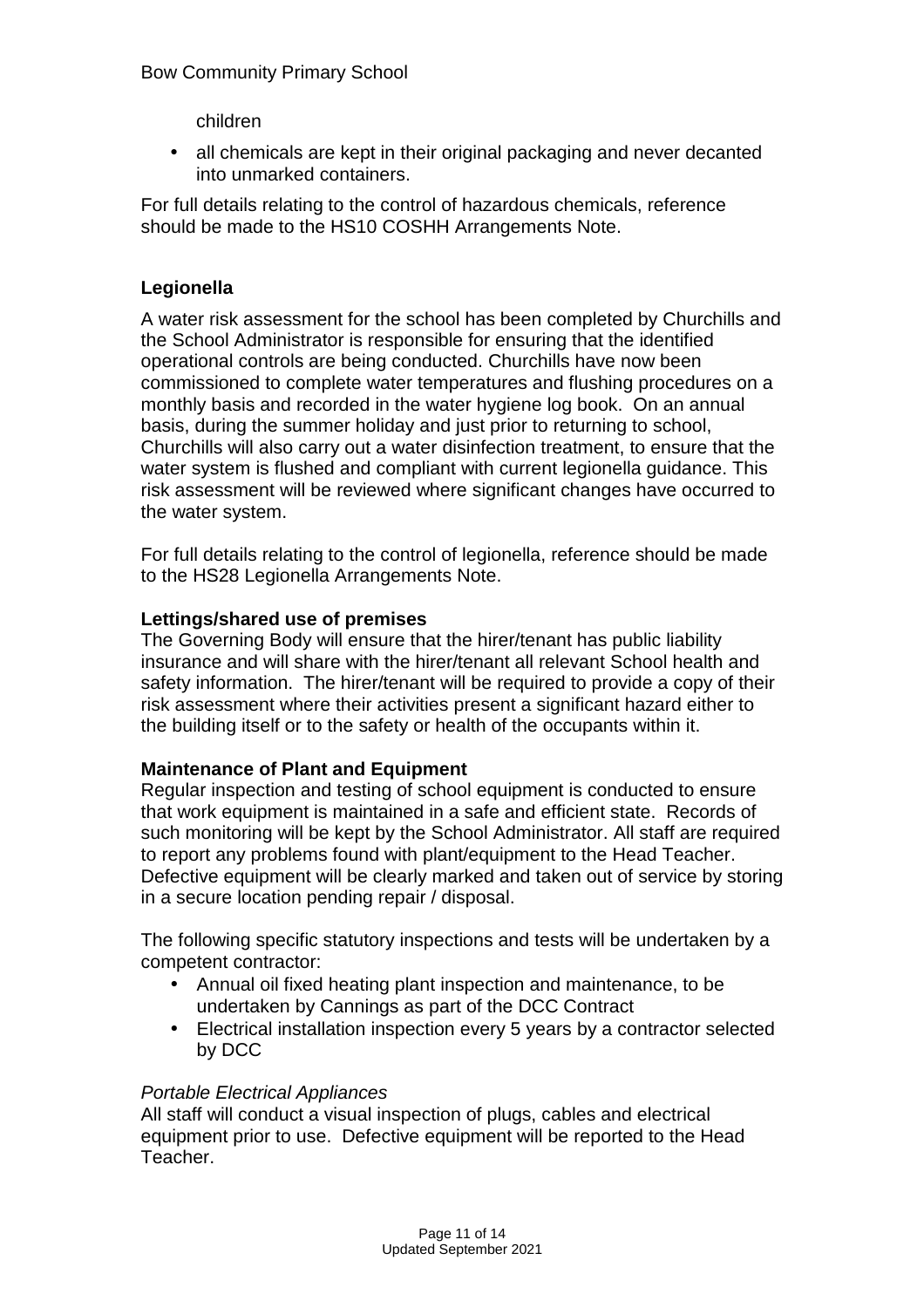children

- all chemicals are kept in their original packaging and never decanted into unmarked containers.

For full details relating to the control of hazardous chemicals, reference should be made to the HS10 COSHH Arrangements Note.

**Legionella**

A water risk assessment for the school has been completed by Churchills and the School Administrator is responsible for ensuring that the identified operational controls are being conducted. Churchills have now been commissioned to complete water temperatures and flushing procedures on a monthly basis and recorded in the water hygiene log book. On an annual basis, during the summer holiday and just prior to returning to school, Churchills will also carry out a water disinfection treatment, to ensure that the water system is flushed and compliant with current legionella guidance. This risk assessment will be reviewed where significant changes have occurred to the water system.

For full details relating to the control of legionella, reference should be made to the HS28 Legionella Arrangements Note.

**Lettings/shared use of premises**

The Governing Body will ensure that the hirer/tenant has public liability insurance and will share with the hirer/tenant all relevant School health and safety information. The hirer/tenant will be required to provide a copy of their risk assessment where their activities present a significant hazard either to the building itself or to the safety or health of the occupants within it.

**Maintenance of Plant and Equipment**

Regular inspection and testing of school equipment is conducted to ensure that work equipment is maintained in a safe and efficient state. Records of such monitoring will be kept by the School Administrator. All staff are required to report any problems found with plant/equipment to the Head Teacher. Defective equipment will be clearly marked and taken out of service by storing in a secure location pending repair / disposal.

The following specific statutory inspections and tests will be undertaken by a competent contractor:

- Annual oil fixed heating plant inspection and maintenance, to be undertaken by Cannings as part of the DCC Contract
- Electrical installation inspection every 5 years by a contractor selected by DCC

*Portable Electrical Appliances*

All staff will conduct a visual inspection of plugs, cables and electrical equipment prior to use. Defective equipment will be reported to the Head Teacher.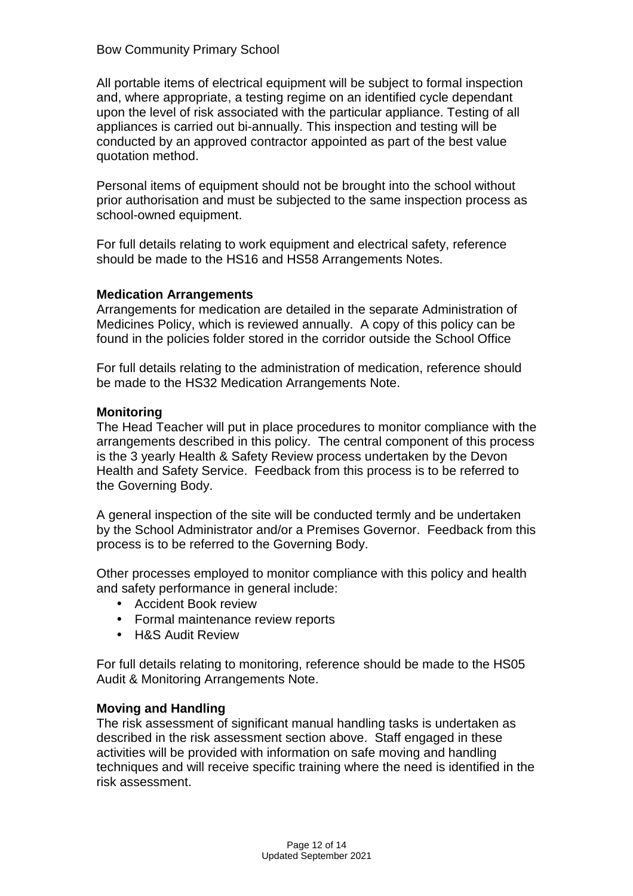All portable items of electrical equipment will be subject to formal inspection and, where appropriate, a testing regime on an identified cycle dependant upon the level of risk associated with the particular appliance. Testing of all appliances is carried out bi-annually. This inspection and testing will be conducted by an approved contractor appointed as part of the best value quotation method.

Personal items of equipment should not be brought into the school without prior authorisation and must be subjected to the same inspection process as school-owned equipment.

For full details relating to work equipment and electrical safety, reference should be made to the HS16 and HS58 Arrangements Notes.

**Medication Arrangements**

Arrangements for medication are detailed in the separate Administration of Medicines Policy, which is reviewed annually. A copy of this policy can be found in the policies folder stored in the corridor outside the School Office

For full details relating to the administration of medication, reference should be made to the HS32 Medication Arrangements Note.

**Monitoring**

The Head Teacher will put in place procedures to monitor compliance with the arrangements described in this policy. The central component of this process is the 3 yearly Health & Safety Review process undertaken by the Devon Health and Safety Service. Feedback from this process is to be referred to the Governing Body.

A general inspection of the site will be conducted termly and be undertaken by the School Administrator and/or a Premises Governor. Feedback from this process is to be referred to the Governing Body.

Other processes employed to monitor compliance with this policy and health and safety performance in general include:

- Accident Book review
- Formal maintenance review reports
- H&S Audit Review

For full details relating to monitoring, reference should be made to the HS05 Audit & Monitoring Arrangements Note.

**Moving and Handling**

The risk assessment of significant manual handling tasks is undertaken as described in the risk assessment section above. Staff engaged in these activities will be provided with information on safe moving and handling techniques and will receive specific training where the need is identified in the risk assessment.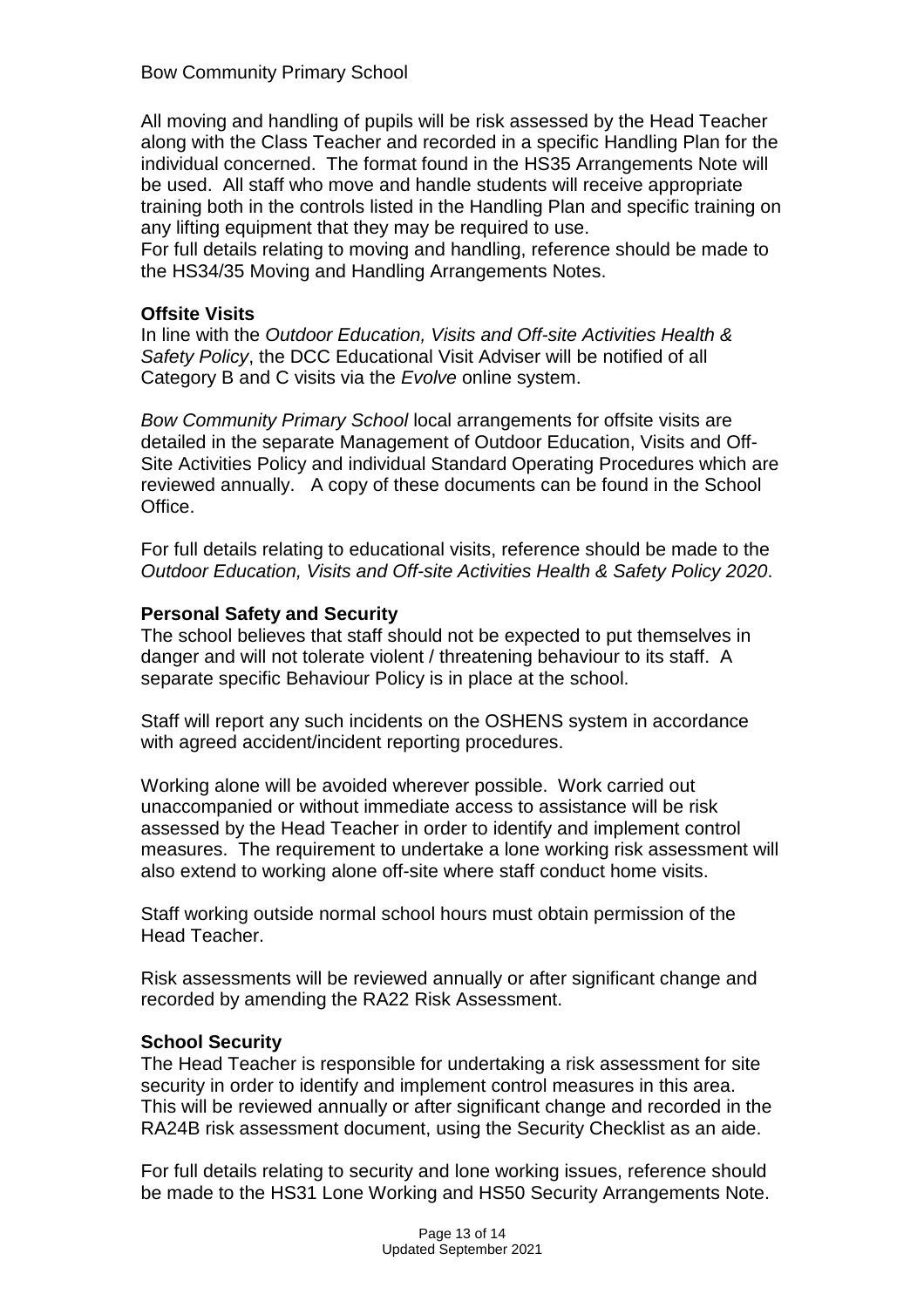All moving and handling of pupils will be risk assessed by the Head Teacher along with the Class Teacher and recorded in a specific Handling Plan for the individual concerned. The format found in the HS35 Arrangements Note will be used. All staff who move and handle students will receive appropriate training both in the controls listed in the Handling Plan and specific training on any lifting equipment that they may be required to use.
For full details relating to moving and handling, reference should be made to the HS34/35 Moving and Handling Arrangements Notes.

**Offsite Visits**
In line with the *Outdoor Education, Visits and Off-site Activities Health & Safety Policy*, the DCC Educational Visit Adviser will be notified of all Category B and C visits via the *Evolve* online system.

*Bow Community Primary School* local arrangements for offsite visits are detailed in the separate Management of Outdoor Education, Visits and Off-Site Activities Policy and individual Standard Operating Procedures which are reviewed annually. A copy of these documents can be found in the School Office.

For full details relating to educational visits, reference should be made to the *Outdoor Education, Visits and Off-site Activities Health & Safety Policy 2020*.

**Personal Safety and Security**
The school believes that staff should not be expected to put themselves in danger and will not tolerate violent / threatening behaviour to its staff. A separate specific Behaviour Policy is in place at the school.

Staff will report any such incidents on the OSHENS system in accordance with agreed accident/incident reporting procedures.

Working alone will be avoided wherever possible. Work carried out unaccompanied or without immediate access to assistance will be risk assessed by the Head Teacher in order to identify and implement control measures. The requirement to undertake a lone working risk assessment will also extend to working alone off-site where staff conduct home visits.

Staff working outside normal school hours must obtain permission of the Head Teacher.

Risk assessments will be reviewed annually or after significant change and recorded by amending the RA22 Risk Assessment.

**School Security**
The Head Teacher is responsible for undertaking a risk assessment for site security in order to identify and implement control measures in this area. This will be reviewed annually or after significant change and recorded in the RA24B risk assessment document, using the Security Checklist as an aide.

For full details relating to security and lone working issues, reference should be made to the HS31 Lone Working and HS50 Security Arrangements Note.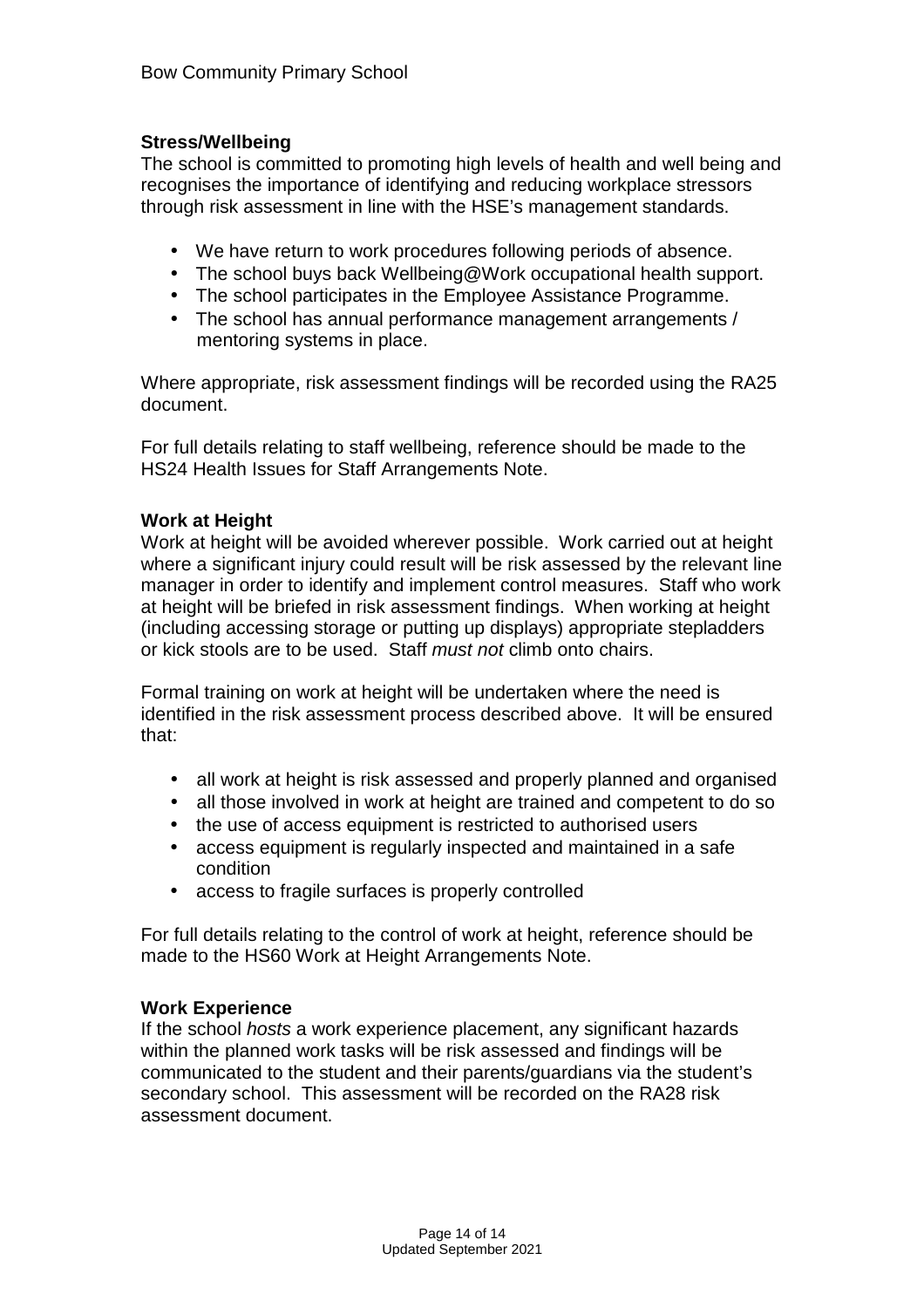**Stress/Wellbeing**

The school is committed to promoting high levels of health and well being and recognises the importance of identifying and reducing workplace stressors through risk assessment in line with the HSE's management standards.

- We have return to work procedures following periods of absence.
- The school buys back Wellbeing@Work occupational health support.
- The school participates in the Employee Assistance Programme.
- The school has annual performance management arrangements / mentoring systems in place.

Where appropriate, risk assessment findings will be recorded using the RA25 document.

For full details relating to staff wellbeing, reference should be made to the HS24 Health Issues for Staff Arrangements Note.

**Work at Height**

Work at height will be avoided wherever possible. Work carried out at height where a significant injury could result will be risk assessed by the relevant line manager in order to identify and implement control measures. Staff who work at height will be briefed in risk assessment findings. When working at height (including accessing storage or putting up displays) appropriate stepladders or kick stools are to be used. Staff *must not* climb onto chairs.

Formal training on work at height will be undertaken where the need is identified in the risk assessment process described above. It will be ensured that:

- all work at height is risk assessed and properly planned and organised
- all those involved in work at height are trained and competent to do so
- the use of access equipment is restricted to authorised users
- access equipment is regularly inspected and maintained in a safe condition
- access to fragile surfaces is properly controlled

For full details relating to the control of work at height, reference should be made to the HS60 Work at Height Arrangements Note.

**Work Experience**

If the school *hosts* a work experience placement, any significant hazards within the planned work tasks will be risk assessed and findings will be communicated to the student and their parents/guardians via the student's secondary school. This assessment will be recorded on the RA28 risk assessment document.

Updated September 2021